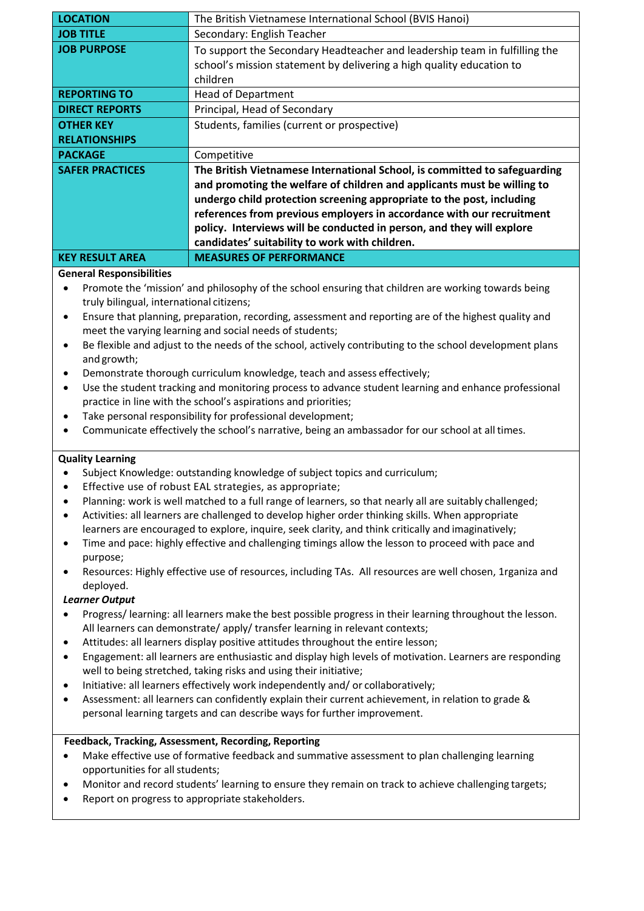| | |
|---|---|
| **LOCATION** | The British Vietnamese International School (BVIS Hanoi) |
| **JOB TITLE** | Secondary: English Teacher |
| **JOB PURPOSE** | To support the Secondary Headteacher and leadership team in fulfilling the school's mission statement by delivering a high quality education to children |
| **REPORTING TO** | Head of Department |
| **DIRECT REPORTS** | Principal, Head of Secondary |
| **OTHER KEY RELATIONSHIPS** | Students, families (current or prospective) |
| **PACKAGE** | Competitive |
| **SAFER PRACTICES** | **The British Vietnamese International School, is committed to safeguarding and promoting the welfare of children and applicants must be willing to undergo child protection screening appropriate to the post, including references from previous employers in accordance with our recruitment policy. Interviews will be conducted in person, and they will explore candidates' suitability to work with children.** |
| **KEY RESULT AREA** | **MEASURES OF PERFORMANCE** |

**General Responsibilities**

- Promote the 'mission' and philosophy of the school ensuring that children are working towards being truly bilingual, international citizens;
- Ensure that planning, preparation, recording, assessment and reporting are of the highest quality and meet the varying learning and social needs of students;
- Be flexible and adjust to the needs of the school, actively contributing to the school development plans and growth;
- Demonstrate thorough curriculum knowledge, teach and assess effectively;
- Use the student tracking and monitoring process to advance student learning and enhance professional practice in line with the school's aspirations and priorities;
- Take personal responsibility for professional development;
- Communicate effectively the school's narrative, being an ambassador for our school at all times.

**Quality Learning**

- Subject Knowledge: outstanding knowledge of subject topics and curriculum;
- Effective use of robust EAL strategies, as appropriate;
- Planning: work is well matched to a full range of learners, so that nearly all are suitably challenged;
- Activities: all learners are challenged to develop higher order thinking skills. When appropriate learners are encouraged to explore, inquire, seek clarity, and think critically and imaginatively;
- Time and pace: highly effective and challenging timings allow the lesson to proceed with pace and purpose;
- Resources: Highly effective use of resources, including TAs. All resources are well chosen, 1rganiza and deployed.

***Learner Output***

- Progress/ learning: all learners make the best possible progress in their learning throughout the lesson. All learners can demonstrate/ apply/ transfer learning in relevant contexts;
- Attitudes: all learners display positive attitudes throughout the entire lesson;
- Engagement: all learners are enthusiastic and display high levels of motivation. Learners are responding well to being stretched, taking risks and using their initiative;
- Initiative: all learners effectively work independently and/ or collaboratively;
- Assessment: all learners can confidently explain their current achievement, in relation to grade & personal learning targets and can describe ways for further improvement.

**Feedback, Tracking, Assessment, Recording, Reporting**

- Make effective use of formative feedback and summative assessment to plan challenging learning opportunities for all students;
- Monitor and record students' learning to ensure they remain on track to achieve challenging targets;
- Report on progress to appropriate stakeholders.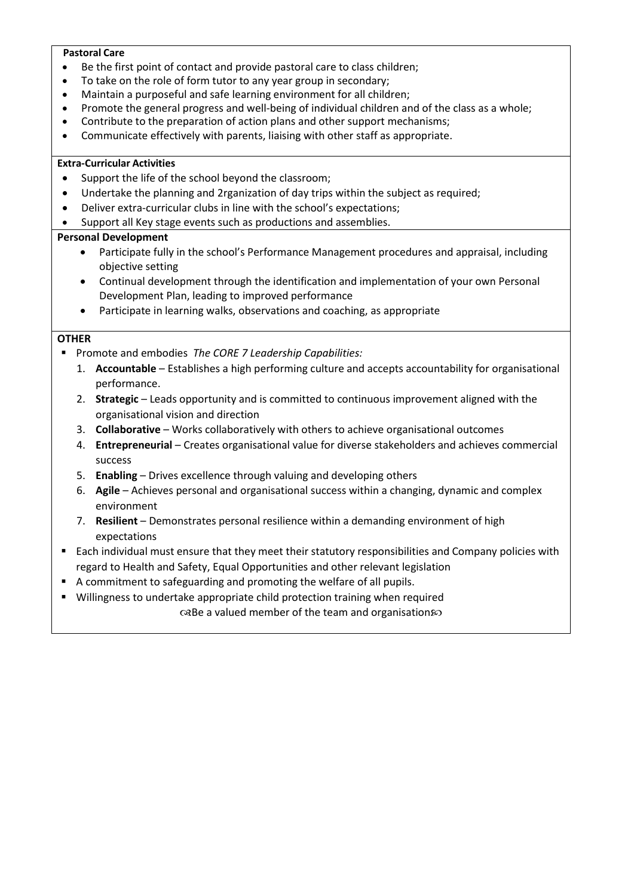**Pastoral Care**

- Be the first point of contact and provide pastoral care to class children;
- To take on the role of form tutor to any year group in secondary;
- Maintain a purposeful and safe learning environment for all children;
- Promote the general progress and well-being of individual children and of the class as a whole;
- Contribute to the preparation of action plans and other support mechanisms;
- Communicate effectively with parents, liaising with other staff as appropriate.

**Extra-Curricular Activities**

- Support the life of the school beyond the classroom;
- Undertake the planning and 2rganization of day trips within the subject as required;
- Deliver extra-curricular clubs in line with the school's expectations;
- Support all Key stage events such as productions and assemblies.

**Personal Development**

- Participate fully in the school's Performance Management procedures and appraisal, including objective setting
- Continual development through the identification and implementation of your own Personal Development Plan, leading to improved performance
- Participate in learning walks, observations and coaching, as appropriate

**OTHER**

- Promote and embodies *The CORE 7 Leadership Capabilities:*
  1. **Accountable** – Establishes a high performing culture and accepts accountability for organisational performance.
  2. **Strategic** – Leads opportunity and is committed to continuous improvement aligned with the organisational vision and direction
  3. **Collaborative** – Works collaboratively with others to achieve organisational outcomes
  4. **Entrepreneurial** – Creates organisational value for diverse stakeholders and achieves commercial success
  5. **Enabling** – Drives excellence through valuing and developing others
  6. **Agile** – Achieves personal and organisational success within a changing, dynamic and complex environment
  7. **Resilient** – Demonstrates personal resilience within a demanding environment of high expectations
- Each individual must ensure that they meet their statutory responsibilities and Company policies with regard to Health and Safety, Equal Opportunities and other relevant legislation
- A commitment to safeguarding and promoting the welfare of all pupils.
- Willingness to undertake appropriate child protection training when required

Be a valued member of the team and organisation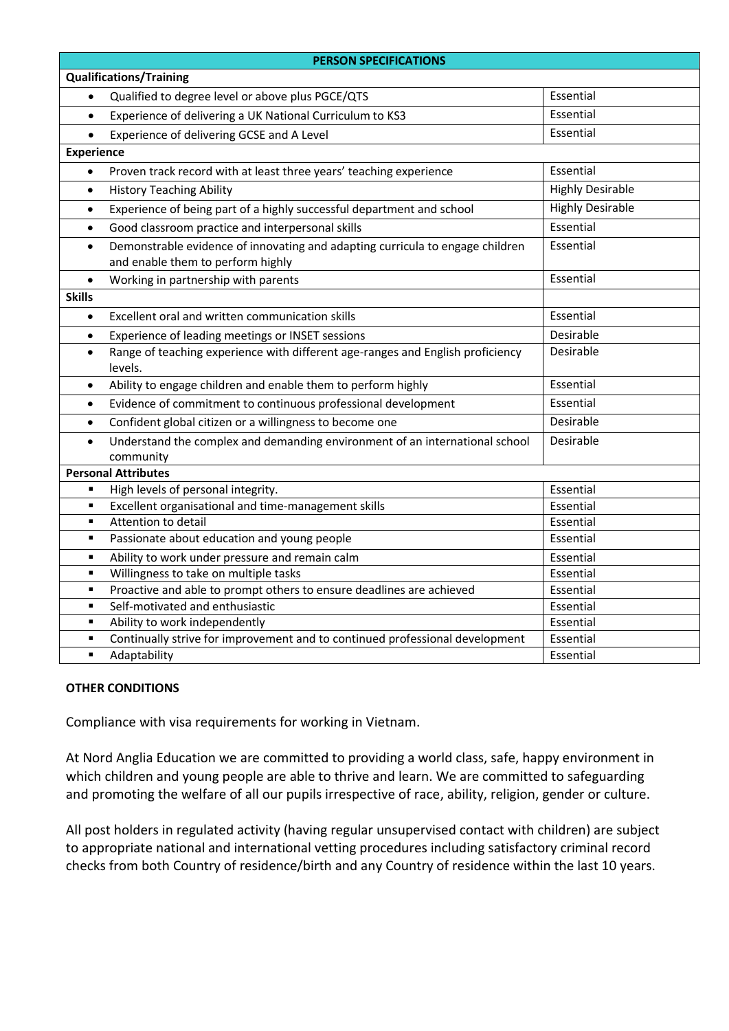| PERSON SPECIFICATIONS | |
|---|---|
| **Qualifications/Training** | |
| • Qualified to degree level or above plus PGCE/QTS | Essential |
| • Experience of delivering a UK National Curriculum to KS3 | Essential |
| • Experience of delivering GCSE and A Level | Essential |
| **Experience** | |
| • Proven track record with at least three years' teaching experience | Essential |
| • History Teaching Ability | Highly Desirable |
| • Experience of being part of a highly successful department and school | Highly Desirable |
| • Good classroom practice and interpersonal skills | Essential |
| • Demonstrable evidence of innovating and adapting curricula to engage children and enable them to perform highly | Essential |
| • Working in partnership with parents | Essential |
| **Skills** | |
| • Excellent oral and written communication skills | Essential |
| • Experience of leading meetings or INSET sessions | Desirable |
| • Range of teaching experience with different age-ranges and English proficiency levels. | Desirable |
| • Ability to engage children and enable them to perform highly | Essential |
| • Evidence of commitment to continuous professional development | Essential |
| • Confident global citizen or a willingness to become one | Desirable |
| • Understand the complex and demanding environment of an international school community | Desirable |
| **Personal Attributes** | |
| ▪ High levels of personal integrity. | Essential |
| ▪ Excellent organisational and time-management skills | Essential |
| ▪ Attention to detail | Essential |
| ▪ Passionate about education and young people | Essential |
| ▪ Ability to work under pressure and remain calm | Essential |
| ▪ Willingness to take on multiple tasks | Essential |
| ▪ Proactive and able to prompt others to ensure deadlines are achieved | Essential |
| ▪ Self-motivated and enthusiastic | Essential |
| ▪ Ability to work independently | Essential |
| ▪ Continually strive for improvement and to continued professional development | Essential |
| ▪ Adaptability | Essential |

**OTHER CONDITIONS**

Compliance with visa requirements for working in Vietnam.

At Nord Anglia Education we are committed to providing a world class, safe, happy environment in which children and young people are able to thrive and learn. We are committed to safeguarding and promoting the welfare of all our pupils irrespective of race, ability, religion, gender or culture.

All post holders in regulated activity (having regular unsupervised contact with children) are subject to appropriate national and international vetting procedures including satisfactory criminal record checks from both Country of residence/birth and any Country of residence within the last 10 years.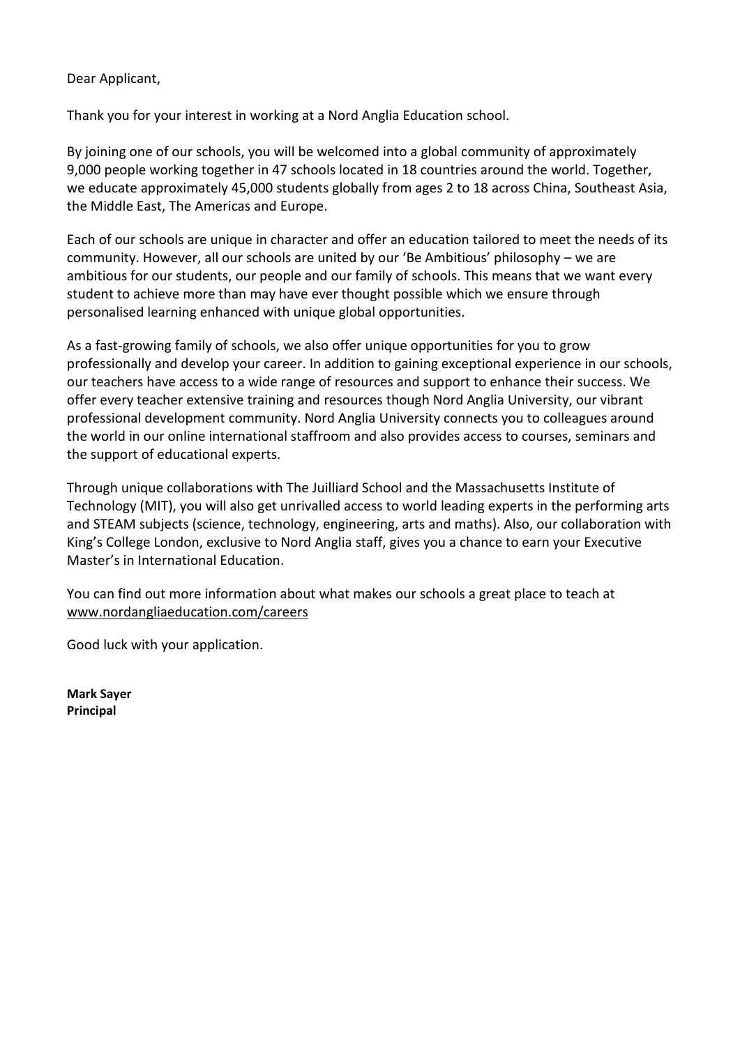Dear Applicant,

Thank you for your interest in working at a Nord Anglia Education school.

By joining one of our schools, you will be welcomed into a global community of approximately 9,000 people working together in 47 schools located in 18 countries around the world. Together, we educate approximately 45,000 students globally from ages 2 to 18 across China, Southeast Asia, the Middle East, The Americas and Europe.

Each of our schools are unique in character and offer an education tailored to meet the needs of its community. However, all our schools are united by our 'Be Ambitious' philosophy – we are ambitious for our students, our people and our family of schools. This means that we want every student to achieve more than may have ever thought possible which we ensure through personalised learning enhanced with unique global opportunities.

As a fast-growing family of schools, we also offer unique opportunities for you to grow professionally and develop your career. In addition to gaining exceptional experience in our schools, our teachers have access to a wide range of resources and support to enhance their success. We offer every teacher extensive training and resources though Nord Anglia University, our vibrant professional development community. Nord Anglia University connects you to colleagues around the world in our online international staffroom and also provides access to courses, seminars and the support of educational experts.

Through unique collaborations with The Juilliard School and the Massachusetts Institute of Technology (MIT), you will also get unrivalled access to world leading experts in the performing arts and STEAM subjects (science, technology, engineering, arts and maths). Also, our collaboration with King's College London, exclusive to Nord Anglia staff, gives you a chance to earn your Executive Master's in International Education.

You can find out more information about what makes our schools a great place to teach at www.nordangliaeducation.com/careers

Good luck with your application.

**Mark Sayer**
**Principal**